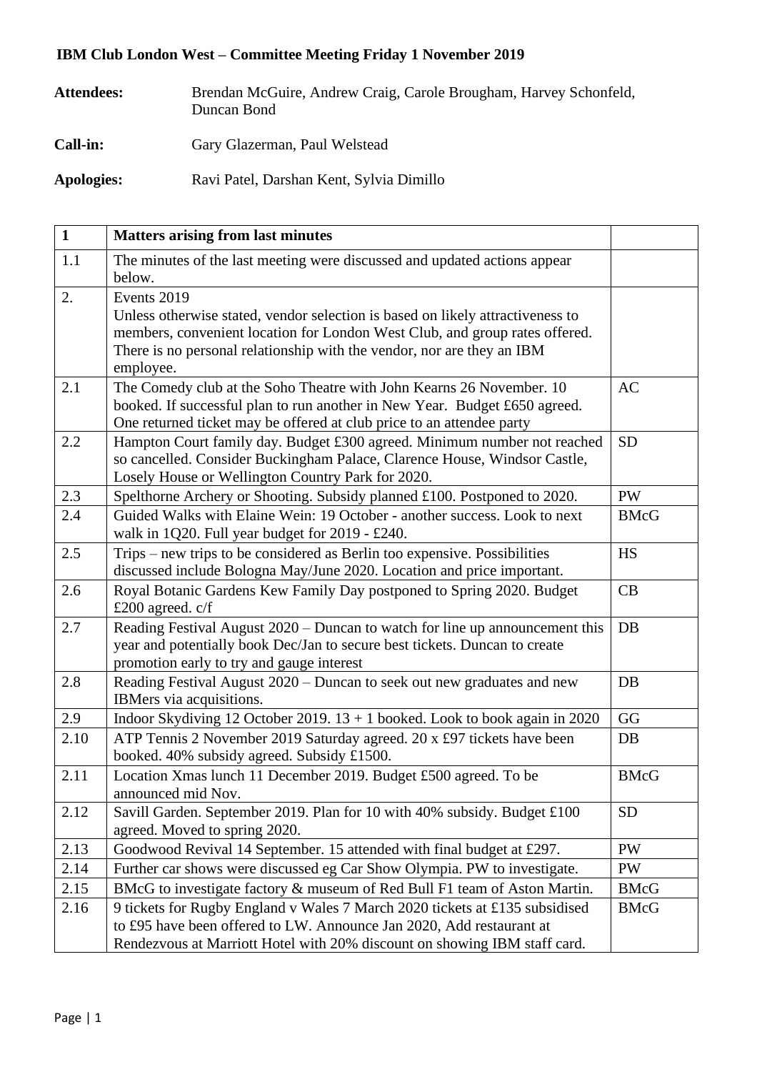**IBM Club London West – Committee Meeting Friday 1 November 2019**

**Attendees:** Brendan McGuire, Andrew Craig, Carole Brougham, Harvey Schonfeld, Duncan Bond

**Call-in:** Gary Glazerman, Paul Welstead

**Apologies:** Ravi Patel, Darshan Kent, Sylvia Dimillo

| **1** | **Matters arising from last minutes** | |
|---|---|---|
| 1.1 | The minutes of the last meeting were discussed and updated actions appear below. | |
| 2. | Events 2019<br>Unless otherwise stated, vendor selection is based on likely attractiveness to members, convenient location for London West Club, and group rates offered. There is no personal relationship with the vendor, nor are they an IBM employee. | |
| 2.1 | The Comedy club at the Soho Theatre with John Kearns 26 November. 10 booked. If successful plan to run another in New Year. Budget £650 agreed. One returned ticket may be offered at club price to an attendee party | AC |
| 2.2 | Hampton Court family day. Budget £300 agreed. Minimum number not reached so cancelled. Consider Buckingham Palace, Clarence House, Windsor Castle, Losely House or Wellington Country Park for 2020. | SD |
| 2.3 | Spelthorne Archery or Shooting. Subsidy planned £100. Postponed to 2020. | PW |
| 2.4 | Guided Walks with Elaine Wein: 19 October - another success. Look to next walk in 1Q20. Full year budget for 2019 - £240. | BMcG |
| 2.5 | Trips – new trips to be considered as Berlin too expensive. Possibilities discussed include Bologna May/June 2020. Location and price important. | HS |
| 2.6 | Royal Botanic Gardens Kew Family Day postponed to Spring 2020. Budget £200 agreed. c/f | CB |
| 2.7 | Reading Festival August 2020 – Duncan to watch for line up announcement this year and potentially book Dec/Jan to secure best tickets. Duncan to create promotion early to try and gauge interest | DB |
| 2.8 | Reading Festival August 2020 – Duncan to seek out new graduates and new IBMers via acquisitions. | DB |
| 2.9 | Indoor Skydiving 12 October 2019. 13 + 1 booked. Look to book again in 2020 | GG |
| 2.10 | ATP Tennis 2 November 2019 Saturday agreed. 20 x £97 tickets have been booked. 40% subsidy agreed. Subsidy £1500. | DB |
| 2.11 | Location Xmas lunch 11 December 2019. Budget £500 agreed. To be announced mid Nov. | BMcG |
| 2.12 | Savill Garden. September 2019. Plan for 10 with 40% subsidy. Budget £100 agreed. Moved to spring 2020. | SD |
| 2.13 | Goodwood Revival 14 September. 15 attended with final budget at £297. | PW |
| 2.14 | Further car shows were discussed eg Car Show Olympia. PW to investigate. | PW |
| 2.15 | BMcG to investigate factory & museum of Red Bull F1 team of Aston Martin. | BMcG |
| 2.16 | 9 tickets for Rugby England v Wales 7 March 2020 tickets at £135 subsidised to £95 have been offered to LW. Announce Jan 2020, Add restaurant at Rendezvous at Marriott Hotel with 20% discount on showing IBM staff card. | BMcG |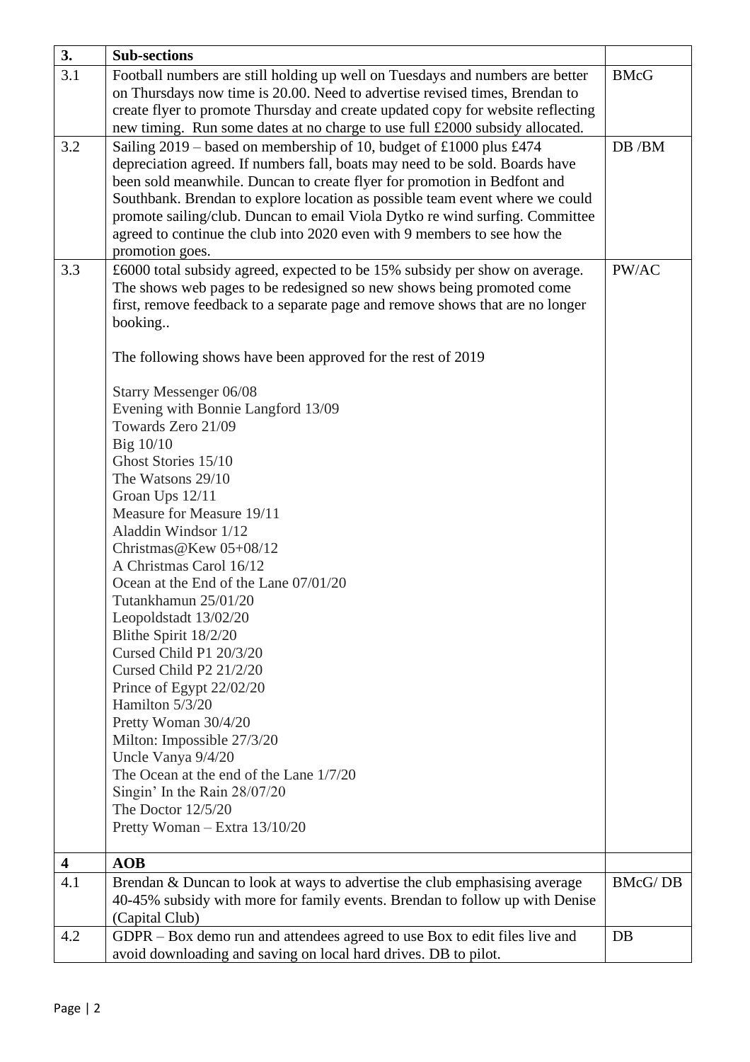| 3. | **Sub-sections** | |
|---|---|---|
| 3.1 | Football numbers are still holding up well on Tuesdays and numbers are better on Thursdays now time is 20.00. Need to advertise revised times, Brendan to create flyer to promote Thursday and create updated copy for website reflecting new timing. Run some dates at no charge to use full £2000 subsidy allocated. | BMcG |
| 3.2 | Sailing 2019 – based on membership of 10, budget of £1000 plus £474 depreciation agreed. If numbers fall, boats may need to be sold. Boards have been sold meanwhile. Duncan to create flyer for promotion in Bedfont and Southbank. Brendan to explore location as possible team event where we could promote sailing/club. Duncan to email Viola Dytko re wind surfing. Committee agreed to continue the club into 2020 even with 9 members to see how the promotion goes. | DB /BM |
| 3.3 | £6000 total subsidy agreed, expected to be 15% subsidy per show on average. The shows web pages to be redesigned so new shows being promoted come first, remove feedback to a separate page and remove shows that are no longer booking..<br><br>The following shows have been approved for the rest of 2019<br><br>Starry Messenger 06/08<br>Evening with Bonnie Langford 13/09<br>Towards Zero 21/09<br>Big 10/10<br>Ghost Stories 15/10<br>The Watsons 29/10<br>Groan Ups 12/11<br>Measure for Measure 19/11<br>Aladdin Windsor 1/12<br>Christmas@Kew 05+08/12<br>A Christmas Carol 16/12<br>Ocean at the End of the Lane 07/01/20<br>Tutankhamun 25/01/20<br>Leopoldstadt 13/02/20<br>Blithe Spirit 18/2/20<br>Cursed Child P1 20/3/20<br>Cursed Child P2 21/2/20<br>Prince of Egypt 22/02/20<br>Hamilton 5/3/20<br>Pretty Woman 30/4/20<br>Milton: Impossible 27/3/20<br>Uncle Vanya 9/4/20<br>The Ocean at the end of the Lane 1/7/20<br>Singin' In the Rain 28/07/20<br>The Doctor 12/5/20<br>Pretty Woman – Extra 13/10/20 | PW/AC |
| **4** | **AOB** | |
| 4.1 | Brendan & Duncan to look at ways to advertise the club emphasising average 40-45% subsidy with more for family events. Brendan to follow up with Denise (Capital Club) | BMcG/ DB |
| 4.2 | GDPR – Box demo run and attendees agreed to use Box to edit files live and avoid downloading and saving on local hard drives. DB to pilot. | DB |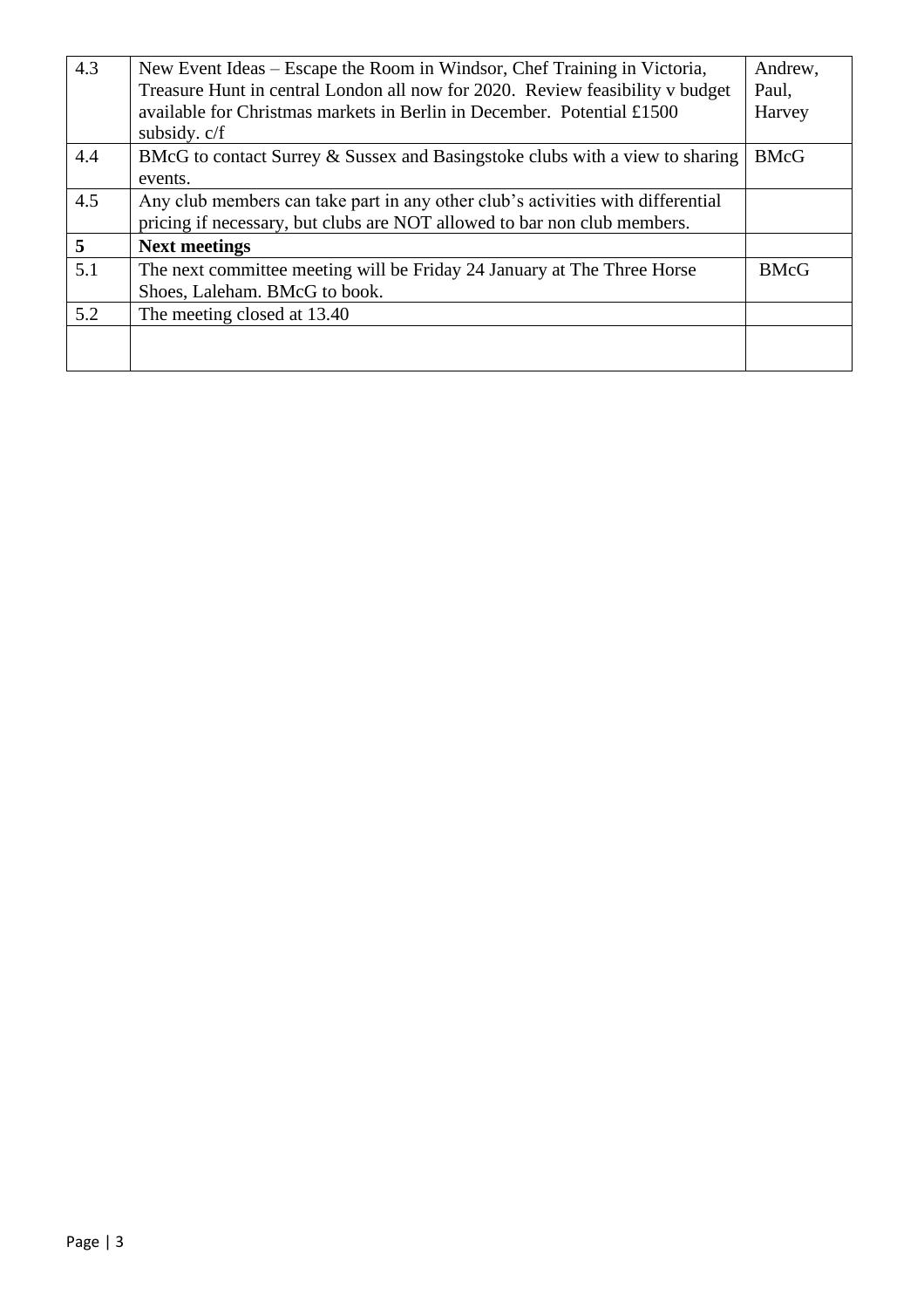| | | |
|---|---|---|
| 4.3 | New Event Ideas – Escape the Room in Windsor, Chef Training in Victoria, Treasure Hunt in central London all now for 2020. Review feasibility v budget available for Christmas markets in Berlin in December. Potential £1500 subsidy. c/f | Andrew, Paul, Harvey |
| 4.4 | BMcG to contact Surrey & Sussex and Basingstoke clubs with a view to sharing events. | BMcG |
| 4.5 | Any club members can take part in any other club's activities with differential pricing if necessary, but clubs are NOT allowed to bar non club members. | |
| **5** | **Next meetings** | |
| 5.1 | The next committee meeting will be Friday 24 January at The Three Horse Shoes, Laleham. BMcG to book. | BMcG |
| 5.2 | The meeting closed at 13.40 | |
| | | |